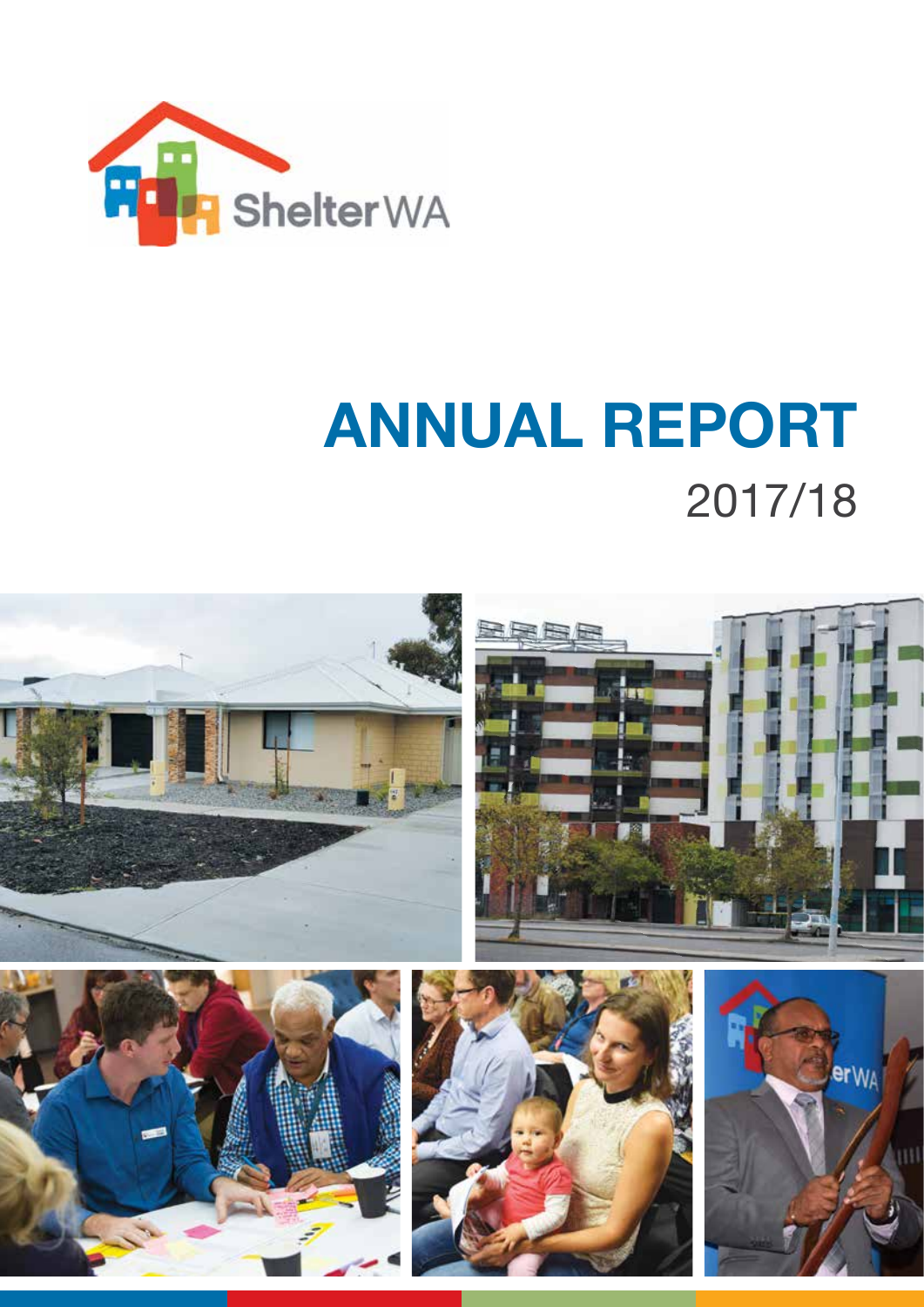Shelter WA

# ANNUAL REPORT

2017/18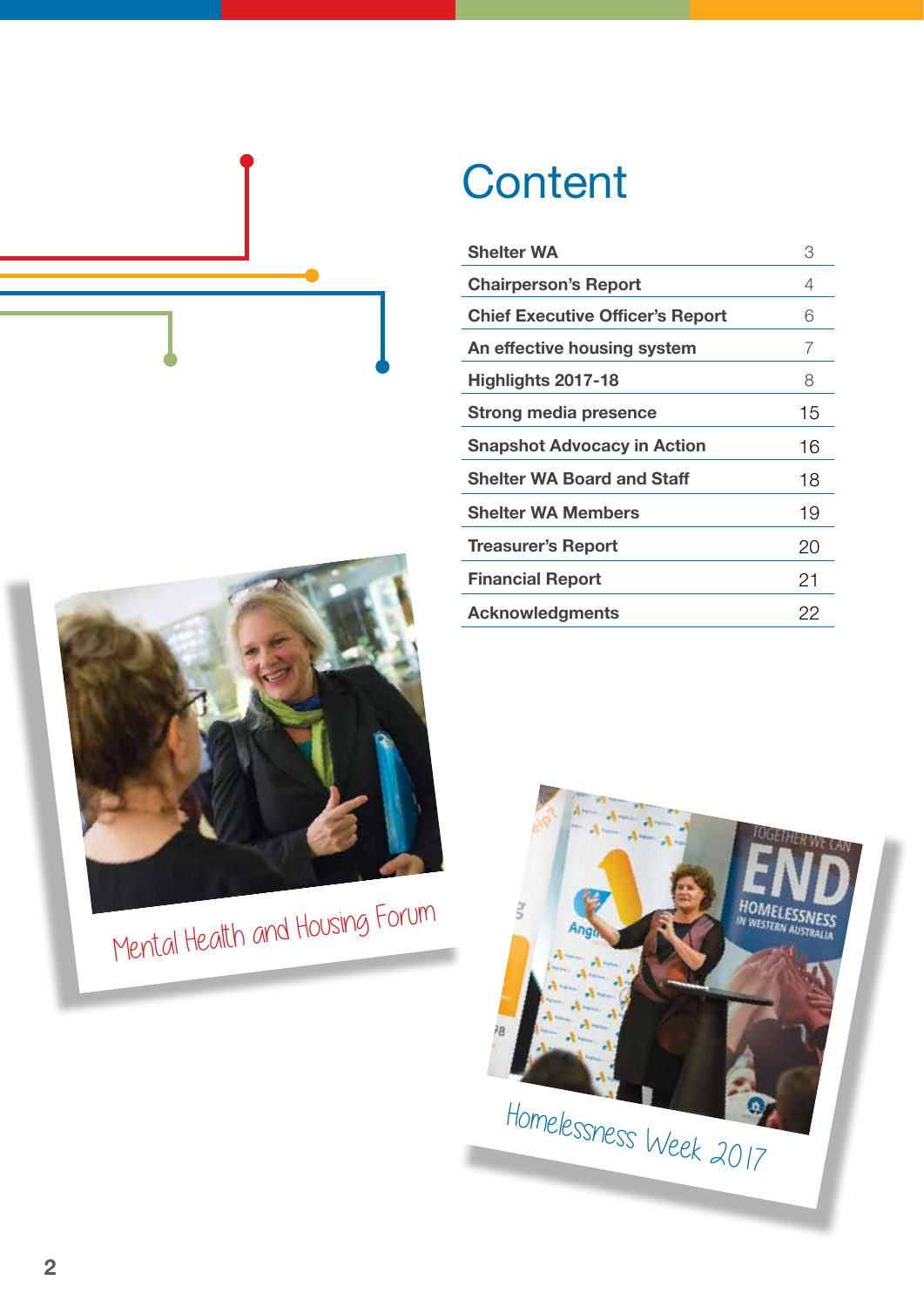# Content

| | |
|---|---|
| Shelter WA | 3 |
| Chairperson's Report | 4 |
| Chief Executive Officer's Report | 6 |
| An effective housing system | 7 |
| Highlights 2017-18 | 8 |
| Strong media presence | 15 |
| Snapshot Advocacy in Action | 16 |
| Shelter WA Board and Staff | 18 |
| Shelter WA Members | 19 |
| Treasurer's Report | 20 |
| Financial Report | 21 |
| Acknowledgments | 22 |

Mental Health and Housing Forum

Homelessness Week 2017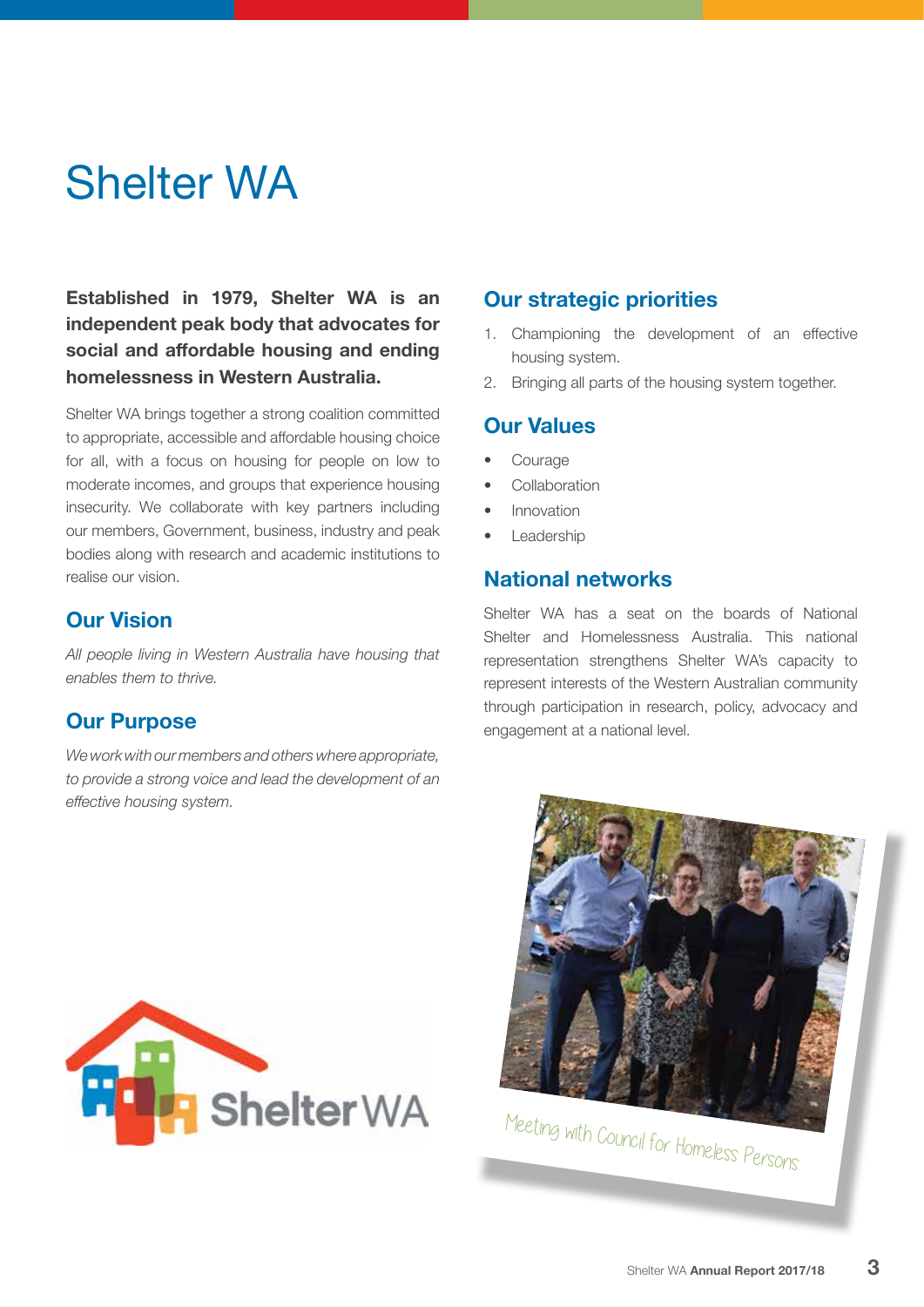# Shelter WA

**Established in 1979, Shelter WA is an independent peak body that advocates for social and affordable housing and ending homelessness in Western Australia.**

Shelter WA brings together a strong coalition committed to appropriate, accessible and affordable housing choice for all, with a focus on housing for people on low to moderate incomes, and groups that experience housing insecurity. We collaborate with key partners including our members, Government, business, industry and peak bodies along with research and academic institutions to realise our vision.

## Our Vision

*All people living in Western Australia have housing that enables them to thrive.*

## Our Purpose

*We work with our members and others where appropriate, to provide a strong voice and lead the development of an effective housing system.*

## Our strategic priorities

1. Championing the development of an effective housing system.
2. Bringing all parts of the housing system together.

## Our Values

- Courage
- Collaboration
- Innovation
- Leadership

## National networks

Shelter WA has a seat on the boards of National Shelter and Homelessness Australia. This national representation strengthens Shelter WA's capacity to represent interests of the Western Australian community through participation in research, policy, advocacy and engagement at a national level.

Meeting with Council for Homeless Persons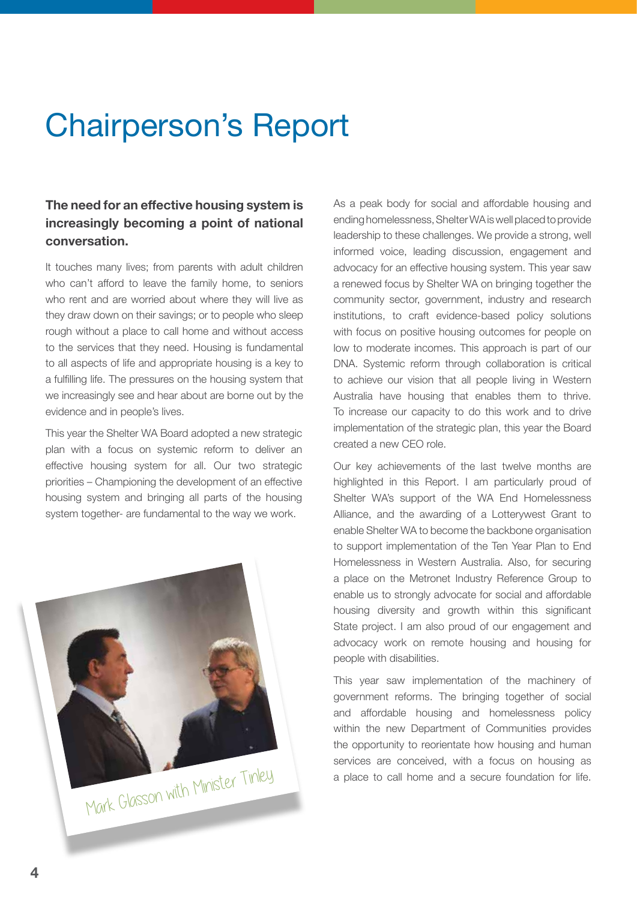# Chairperson's Report

**The need for an effective housing system is increasingly becoming a point of national conversation.**

It touches many lives; from parents with adult children who can't afford to leave the family home, to seniors who rent and are worried about where they will live as they draw down on their savings; or to people who sleep rough without a place to call home and without access to the services that they need. Housing is fundamental to all aspects of life and appropriate housing is a key to a fulfilling life. The pressures on the housing system that we increasingly see and hear about are borne out by the evidence and in people's lives.

This year the Shelter WA Board adopted a new strategic plan with a focus on systemic reform to deliver an effective housing system for all. Our two strategic priorities – Championing the development of an effective housing system and bringing all parts of the housing system together- are fundamental to the way we work.

Mark Glasson with Minister Tinley

As a peak body for social and affordable housing and ending homelessness, Shelter WA is well placed to provide leadership to these challenges. We provide a strong, well informed voice, leading discussion, engagement and advocacy for an effective housing system. This year saw a renewed focus by Shelter WA on bringing together the community sector, government, industry and research institutions, to craft evidence-based policy solutions with focus on positive housing outcomes for people on low to moderate incomes. This approach is part of our DNA. Systemic reform through collaboration is critical to achieve our vision that all people living in Western Australia have housing that enables them to thrive. To increase our capacity to do this work and to drive implementation of the strategic plan, this year the Board created a new CEO role.

Our key achievements of the last twelve months are highlighted in this Report. I am particularly proud of Shelter WA's support of the WA End Homelessness Alliance, and the awarding of a Lotterywest Grant to enable Shelter WA to become the backbone organisation to support implementation of the Ten Year Plan to End Homelessness in Western Australia. Also, for securing a place on the Metronet Industry Reference Group to enable us to strongly advocate for social and affordable housing diversity and growth within this significant State project. I am also proud of our engagement and advocacy work on remote housing and housing for people with disabilities.

This year saw implementation of the machinery of government reforms. The bringing together of social and affordable housing and homelessness policy within the new Department of Communities provides the opportunity to reorientate how housing and human services are conceived, with a focus on housing as a place to call home and a secure foundation for life.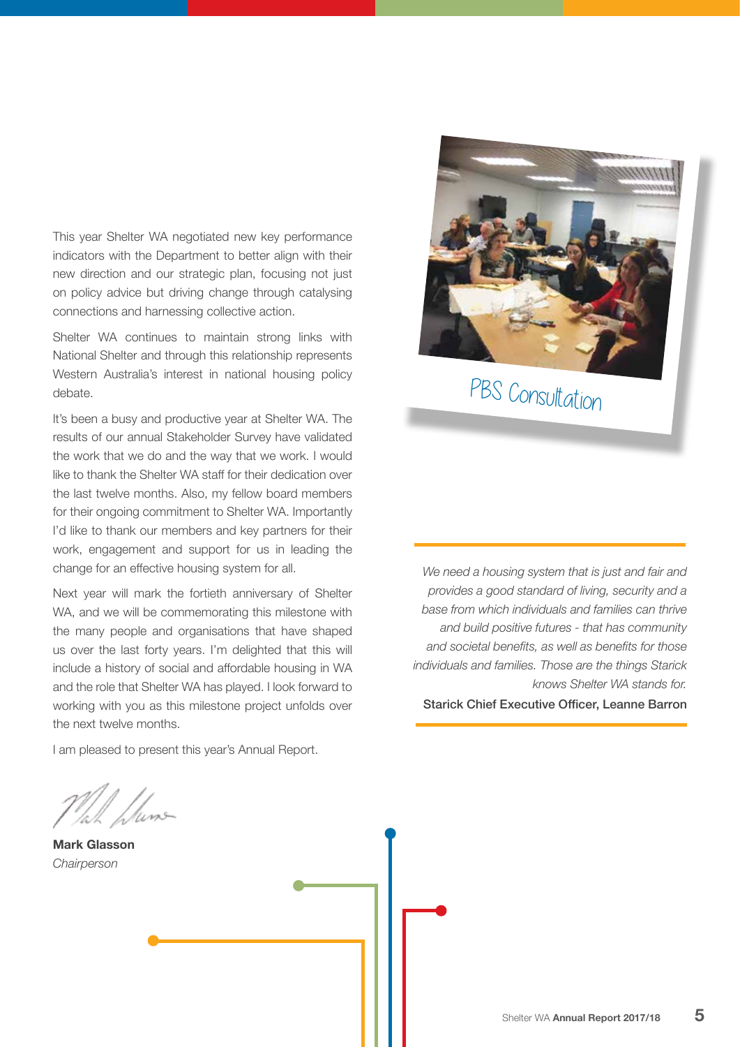This year Shelter WA negotiated new key performance indicators with the Department to better align with their new direction and our strategic plan, focusing not just on policy advice but driving change through catalysing connections and harnessing collective action.

Shelter WA continues to maintain strong links with National Shelter and through this relationship represents Western Australia's interest in national housing policy debate.

It's been a busy and productive year at Shelter WA. The results of our annual Stakeholder Survey have validated the work that we do and the way that we work. I would like to thank the Shelter WA staff for their dedication over the last twelve months. Also, my fellow board members for their ongoing commitment to Shelter WA. Importantly I'd like to thank our members and key partners for their work, engagement and support for us in leading the change for an effective housing system for all.

Next year will mark the fortieth anniversary of Shelter WA, and we will be commemorating this milestone with the many people and organisations that have shaped us over the last forty years. I'm delighted that this will include a history of social and affordable housing in WA and the role that Shelter WA has played. I look forward to working with you as this milestone project unfolds over the next twelve months.

I am pleased to present this year's Annual Report.

**Mark Glasson**
*Chairperson*

PBS Consultation

*We need a housing system that is just and fair and provides a good standard of living, security and a base from which individuals and families can thrive and build positive futures - that has community and societal benefits, as well as benefits for those individuals and families. Those are the things Starick knows Shelter WA stands for.*

Starick Chief Executive Officer, Leanne Barron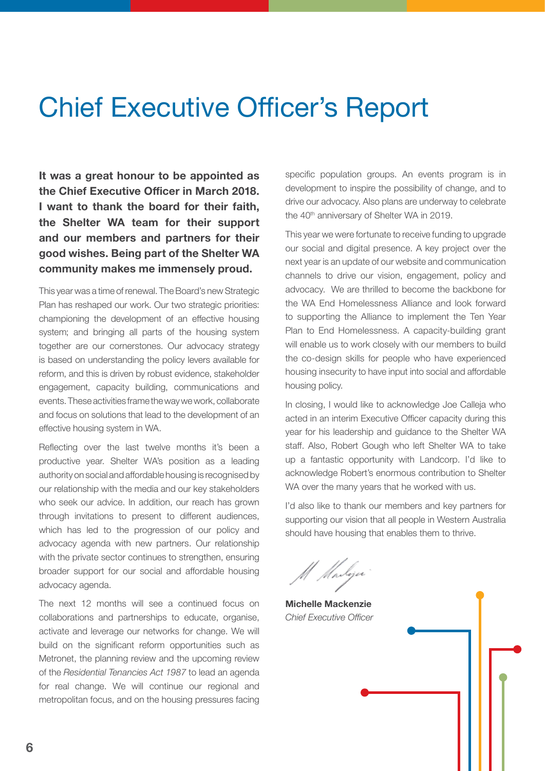# Chief Executive Officer's Report

**It was a great honour to be appointed as the Chief Executive Officer in March 2018. I want to thank the board for their faith, the Shelter WA team for their support and our members and partners for their good wishes. Being part of the Shelter WA community makes me immensely proud.**

This year was a time of renewal. The Board's new Strategic Plan has reshaped our work. Our two strategic priorities: championing the development of an effective housing system; and bringing all parts of the housing system together are our cornerstones. Our advocacy strategy is based on understanding the policy levers available for reform, and this is driven by robust evidence, stakeholder engagement, capacity building, communications and events. These activities frame the way we work, collaborate and focus on solutions that lead to the development of an effective housing system in WA.

Reflecting over the last twelve months it's been a productive year. Shelter WA's position as a leading authority on social and affordable housing is recognised by our relationship with the media and our key stakeholders who seek our advice. In addition, our reach has grown through invitations to present to different audiences, which has led to the progression of our policy and advocacy agenda with new partners. Our relationship with the private sector continues to strengthen, ensuring broader support for our social and affordable housing advocacy agenda.

The next 12 months will see a continued focus on collaborations and partnerships to educate, organise, activate and leverage our networks for change. We will build on the significant reform opportunities such as Metronet, the planning review and the upcoming review of the *Residential Tenancies Act 1987* to lead an agenda for real change. We will continue our regional and metropolitan focus, and on the housing pressures facing specific population groups. An events program is in development to inspire the possibility of change, and to drive our advocacy. Also plans are underway to celebrate the 40th anniversary of Shelter WA in 2019.

This year we were fortunate to receive funding to upgrade our social and digital presence. A key project over the next year is an update of our website and communication channels to drive our vision, engagement, policy and advocacy. We are thrilled to become the backbone for the WA End Homelessness Alliance and look forward to supporting the Alliance to implement the Ten Year Plan to End Homelessness. A capacity-building grant will enable us to work closely with our members to build the co-design skills for people who have experienced housing insecurity to have input into social and affordable housing policy.

In closing, I would like to acknowledge Joe Calleja who acted in an interim Executive Officer capacity during this year for his leadership and guidance to the Shelter WA staff. Also, Robert Gough who left Shelter WA to take up a fantastic opportunity with Landcorp. I'd like to acknowledge Robert's enormous contribution to Shelter WA over the many years that he worked with us.

I'd also like to thank our members and key partners for supporting our vision that all people in Western Australia should have housing that enables them to thrive.

**Michelle Mackenzie**
*Chief Executive Officer*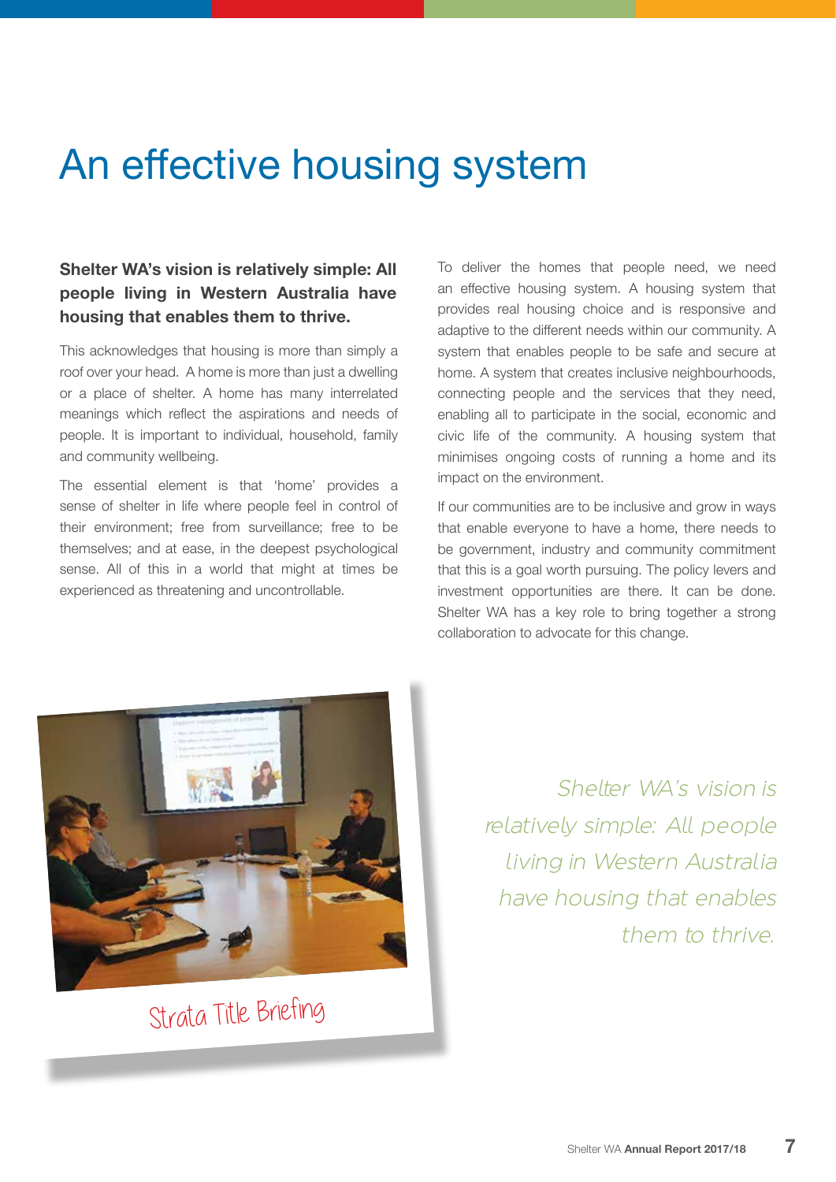# An effective housing system

**Shelter WA's vision is relatively simple: All people living in Western Australia have housing that enables them to thrive.**

This acknowledges that housing is more than simply a roof over your head. A home is more than just a dwelling or a place of shelter. A home has many interrelated meanings which reflect the aspirations and needs of people. It is important to individual, household, family and community wellbeing.

The essential element is that 'home' provides a sense of shelter in life where people feel in control of their environment; free from surveillance; free to be themselves; and at ease, in the deepest psychological sense. All of this in a world that might at times be experienced as threatening and uncontrollable.

To deliver the homes that people need, we need an effective housing system. A housing system that provides real housing choice and is responsive and adaptive to the different needs within our community. A system that enables people to be safe and secure at home. A system that creates inclusive neighbourhoods, connecting people and the services that they need, enabling all to participate in the social, economic and civic life of the community. A housing system that minimises ongoing costs of running a home and its impact on the environment.

If our communities are to be inclusive and grow in ways that enable everyone to have a home, there needs to be government, industry and community commitment that this is a goal worth pursuing. The policy levers and investment opportunities are there. It can be done. Shelter WA has a key role to bring together a strong collaboration to advocate for this change.

Strata Title Briefing

*Shelter WA's vision is relatively simple: All people living in Western Australia have housing that enables them to thrive.*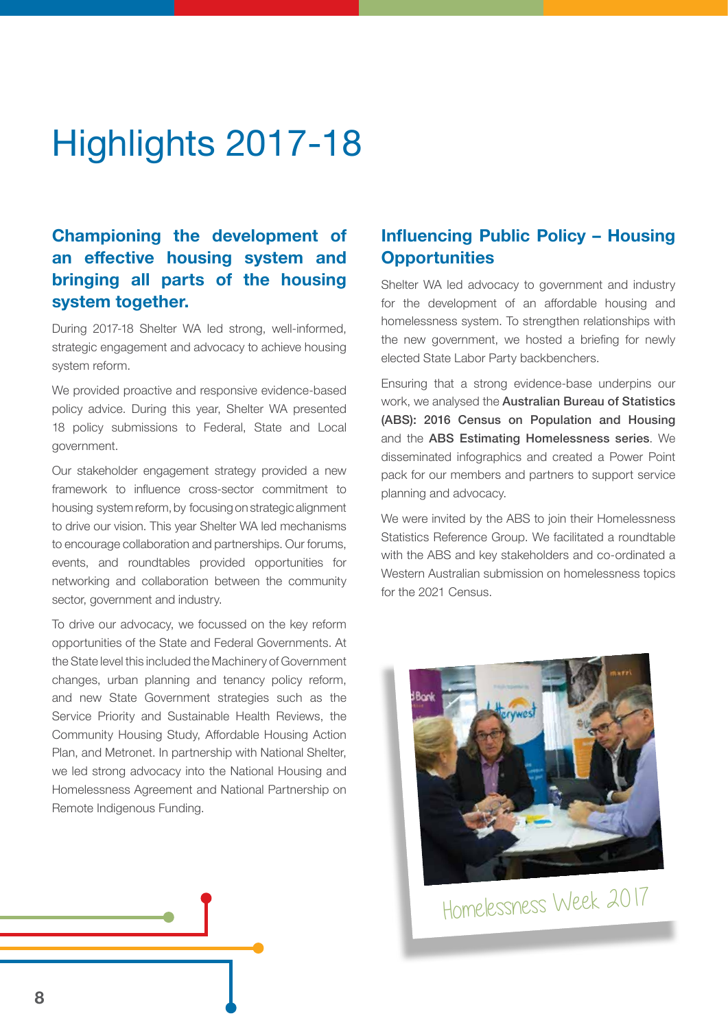# Highlights 2017-18

## Championing the development of an effective housing system and bringing all parts of the housing system together.

During 2017-18 Shelter WA led strong, well-informed, strategic engagement and advocacy to achieve housing system reform.

We provided proactive and responsive evidence-based policy advice. During this year, Shelter WA presented 18 policy submissions to Federal, State and Local government.

Our stakeholder engagement strategy provided a new framework to influence cross-sector commitment to housing system reform, by focusing on strategic alignment to drive our vision. This year Shelter WA led mechanisms to encourage collaboration and partnerships. Our forums, events, and roundtables provided opportunities for networking and collaboration between the community sector, government and industry.

To drive our advocacy, we focussed on the key reform opportunities of the State and Federal Governments. At the State level this included the Machinery of Government changes, urban planning and tenancy policy reform, and new State Government strategies such as the Service Priority and Sustainable Health Reviews, the Community Housing Study, Affordable Housing Action Plan, and Metronet. In partnership with National Shelter, we led strong advocacy into the National Housing and Homelessness Agreement and National Partnership on Remote Indigenous Funding.

## Influencing Public Policy – Housing Opportunities

Shelter WA led advocacy to government and industry for the development of an affordable housing and homelessness system. To strengthen relationships with the new government, we hosted a briefing for newly elected State Labor Party backbenchers.

Ensuring that a strong evidence-base underpins our work, we analysed the **Australian Bureau of Statistics (ABS): 2016 Census on Population and Housing** and the **ABS Estimating Homelessness series**. We disseminated infographics and created a Power Point pack for our members and partners to support service planning and advocacy.

We were invited by the ABS to join their Homelessness Statistics Reference Group. We facilitated a roundtable with the ABS and key stakeholders and co-ordinated a Western Australian submission on homelessness topics for the 2021 Census.

Homelessness Week 2017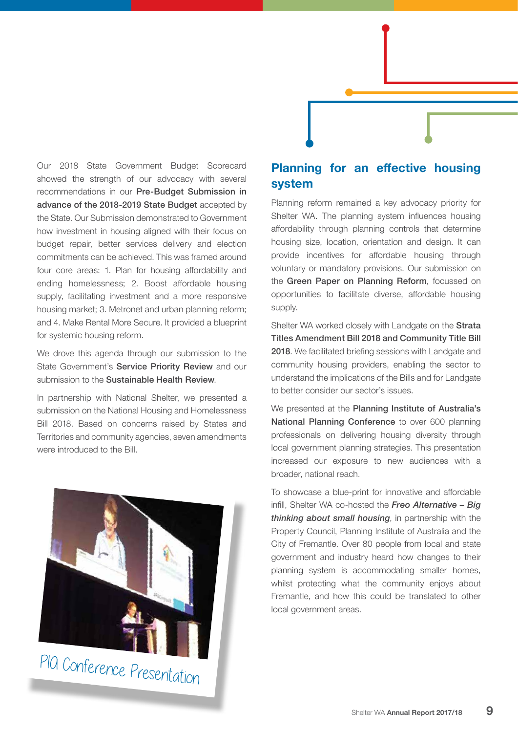Our 2018 State Government Budget Scorecard showed the strength of our advocacy with several recommendations in our **Pre-Budget Submission in advance of the 2018-2019 State Budget** accepted by the State. Our Submission demonstrated to Government how investment in housing aligned with their focus on budget repair, better services delivery and election commitments can be achieved. This was framed around four core areas: 1. Plan for housing affordability and ending homelessness; 2. Boost affordable housing supply, facilitating investment and a more responsive housing market; 3. Metronet and urban planning reform; and 4. Make Rental More Secure. It provided a blueprint for systemic housing reform.

We drove this agenda through our submission to the State Government's **Service Priority Review** and our submission to the **Sustainable Health Review**.

In partnership with National Shelter, we presented a submission on the National Housing and Homelessness Bill 2018. Based on concerns raised by States and Territories and community agencies, seven amendments were introduced to the Bill.

PIA Conference Presentation

## Planning for an effective housing system

Planning reform remained a key advocacy priority for Shelter WA. The planning system influences housing affordability through planning controls that determine housing size, location, orientation and design. It can provide incentives for affordable housing through voluntary or mandatory provisions. Our submission on the **Green Paper on Planning Reform**, focussed on opportunities to facilitate diverse, affordable housing supply.

Shelter WA worked closely with Landgate on the **Strata Titles Amendment Bill 2018 and Community Title Bill 2018**. We facilitated briefing sessions with Landgate and community housing providers, enabling the sector to understand the implications of the Bills and for Landgate to better consider our sector's issues.

We presented at the **Planning Institute of Australia's National Planning Conference** to over 600 planning professionals on delivering housing diversity through local government planning strategies. This presentation increased our exposure to new audiences with a broader, national reach.

To showcase a blue-print for innovative and affordable infill, Shelter WA co-hosted the ***Freo Alternative – Big thinking about small housing***, in partnership with the Property Council, Planning Institute of Australia and the City of Fremantle. Over 80 people from local and state government and industry heard how changes to their planning system is accommodating smaller homes, whilst protecting what the community enjoys about Fremantle, and how this could be translated to other local government areas.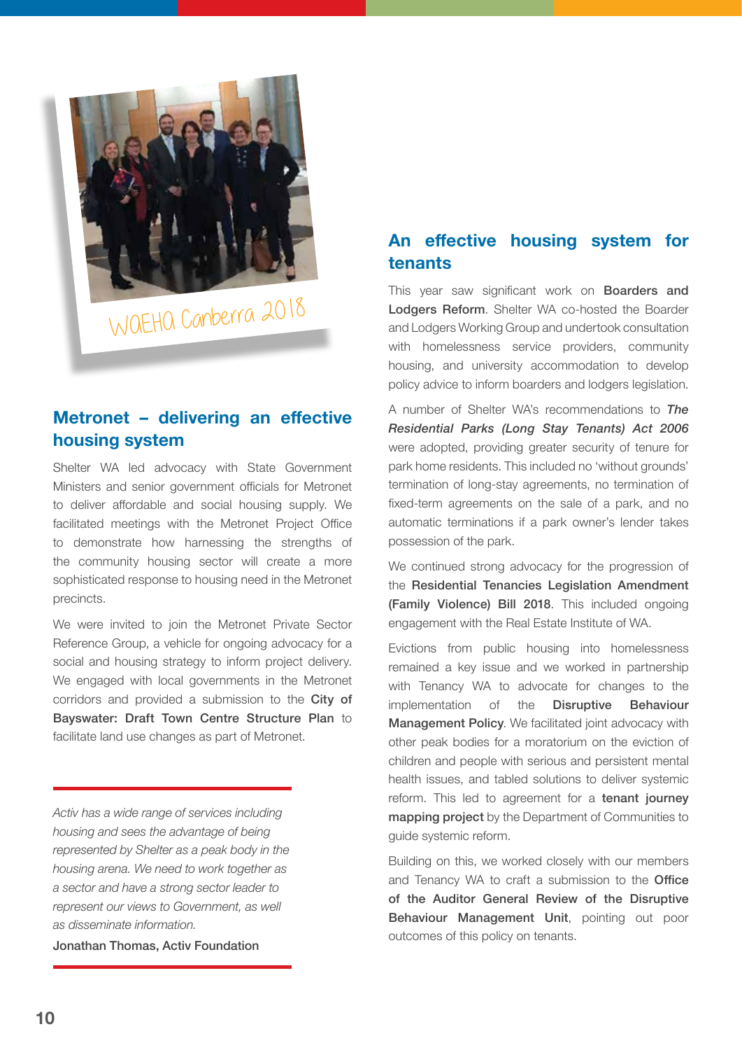WAEHA Canberra 2018

## Metronet – delivering an effective housing system

Shelter WA led advocacy with State Government Ministers and senior government officials for Metronet to deliver affordable and social housing supply. We facilitated meetings with the Metronet Project Office to demonstrate how harnessing the strengths of the community housing sector will create a more sophisticated response to housing need in the Metronet precincts.

We were invited to join the Metronet Private Sector Reference Group, a vehicle for ongoing advocacy for a social and housing strategy to inform project delivery. We engaged with local governments in the Metronet corridors and provided a submission to the **City of Bayswater: Draft Town Centre Structure Plan** to facilitate land use changes as part of Metronet.

> *Activ has a wide range of services including housing and sees the advantage of being represented by Shelter as a peak body in the housing arena. We need to work together as a sector and have a strong sector leader to represent our views to Government, as well as disseminate information.*
>
> **Jonathan Thomas, Activ Foundation**

## An effective housing system for tenants

This year saw significant work on **Boarders and Lodgers Reform**. Shelter WA co-hosted the Boarder and Lodgers Working Group and undertook consultation with homelessness service providers, community housing, and university accommodation to develop policy advice to inform boarders and lodgers legislation.

A number of Shelter WA's recommendations to ***The Residential Parks (Long Stay Tenants) Act 2006*** were adopted, providing greater security of tenure for park home residents. This included no 'without grounds' termination of long-stay agreements, no termination of fixed-term agreements on the sale of a park, and no automatic terminations if a park owner's lender takes possession of the park.

We continued strong advocacy for the progression of the **Residential Tenancies Legislation Amendment (Family Violence) Bill 2018**. This included ongoing engagement with the Real Estate Institute of WA.

Evictions from public housing into homelessness remained a key issue and we worked in partnership with Tenancy WA to advocate for changes to the implementation of the **Disruptive Behaviour Management Policy**. We facilitated joint advocacy with other peak bodies for a moratorium on the eviction of children and people with serious and persistent mental health issues, and tabled solutions to deliver systemic reform. This led to agreement for a **tenant journey mapping project** by the Department of Communities to guide systemic reform.

Building on this, we worked closely with our members and Tenancy WA to craft a submission to the **Office of the Auditor General Review of the Disruptive Behaviour Management Unit**, pointing out poor outcomes of this policy on tenants.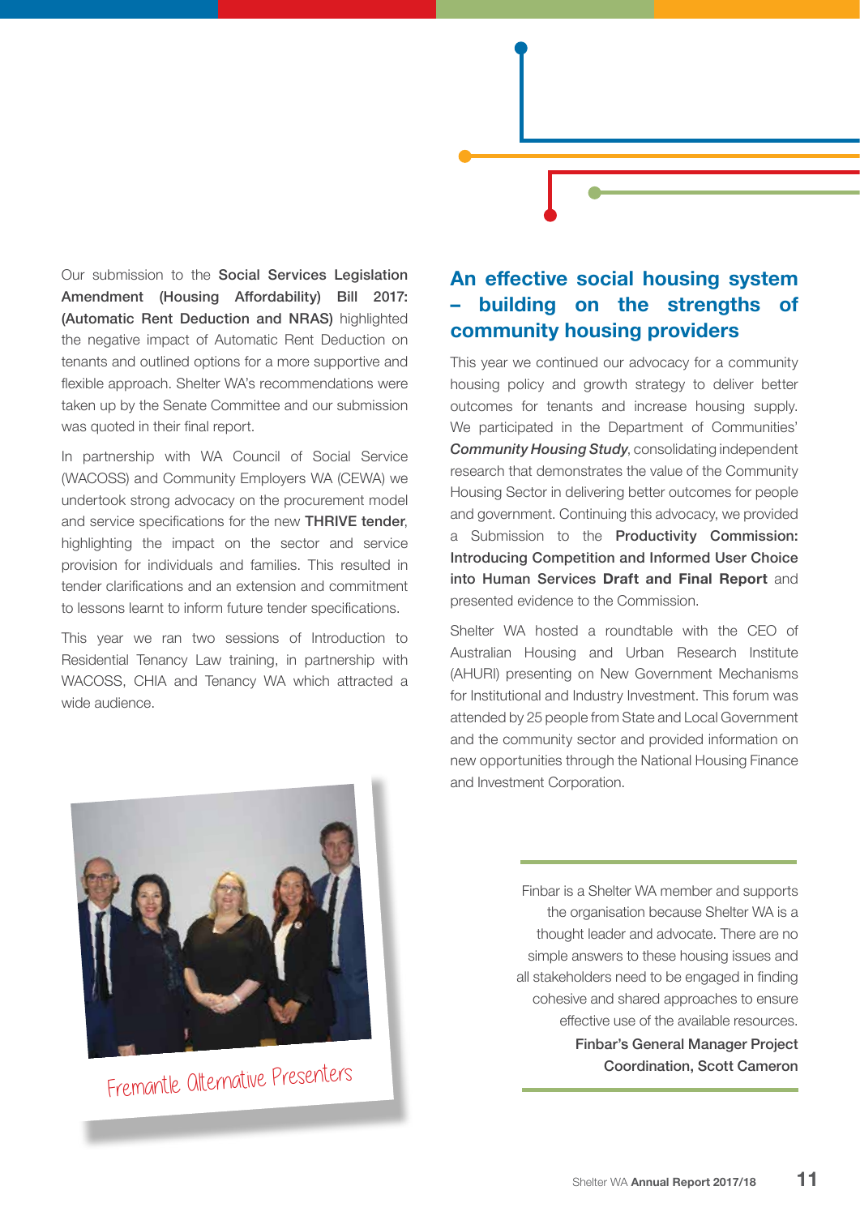Our submission to the **Social Services Legislation Amendment (Housing Affordability) Bill 2017: (Automatic Rent Deduction and NRAS)** highlighted the negative impact of Automatic Rent Deduction on tenants and outlined options for a more supportive and flexible approach. Shelter WA's recommendations were taken up by the Senate Committee and our submission was quoted in their final report.

In partnership with WA Council of Social Service (WACOSS) and Community Employers WA (CEWA) we undertook strong advocacy on the procurement model and service specifications for the new **THRIVE tender**, highlighting the impact on the sector and service provision for individuals and families. This resulted in tender clarifications and an extension and commitment to lessons learnt to inform future tender specifications.

This year we ran two sessions of Introduction to Residential Tenancy Law training, in partnership with WACOSS, CHIA and Tenancy WA which attracted a wide audience.

Fremantle Alternative Presenters

## An effective social housing system – building on the strengths of community housing providers

This year we continued our advocacy for a community housing policy and growth strategy to deliver better outcomes for tenants and increase housing supply. We participated in the Department of Communities' ***Community Housing Study***, consolidating independent research that demonstrates the value of the Community Housing Sector in delivering better outcomes for people and government. Continuing this advocacy, we provided a Submission to the **Productivity Commission: Introducing Competition and Informed User Choice into Human Services Draft and Final Report** and presented evidence to the Commission.

Shelter WA hosted a roundtable with the CEO of Australian Housing and Urban Research Institute (AHURI) presenting on New Government Mechanisms for Institutional and Industry Investment. This forum was attended by 25 people from State and Local Government and the community sector and provided information on new opportunities through the National Housing Finance and Investment Corporation.

Finbar is a Shelter WA member and supports the organisation because Shelter WA is a thought leader and advocate. There are no simple answers to these housing issues and all stakeholders need to be engaged in finding cohesive and shared approaches to ensure effective use of the available resources.

**Finbar's General Manager Project Coordination, Scott Cameron**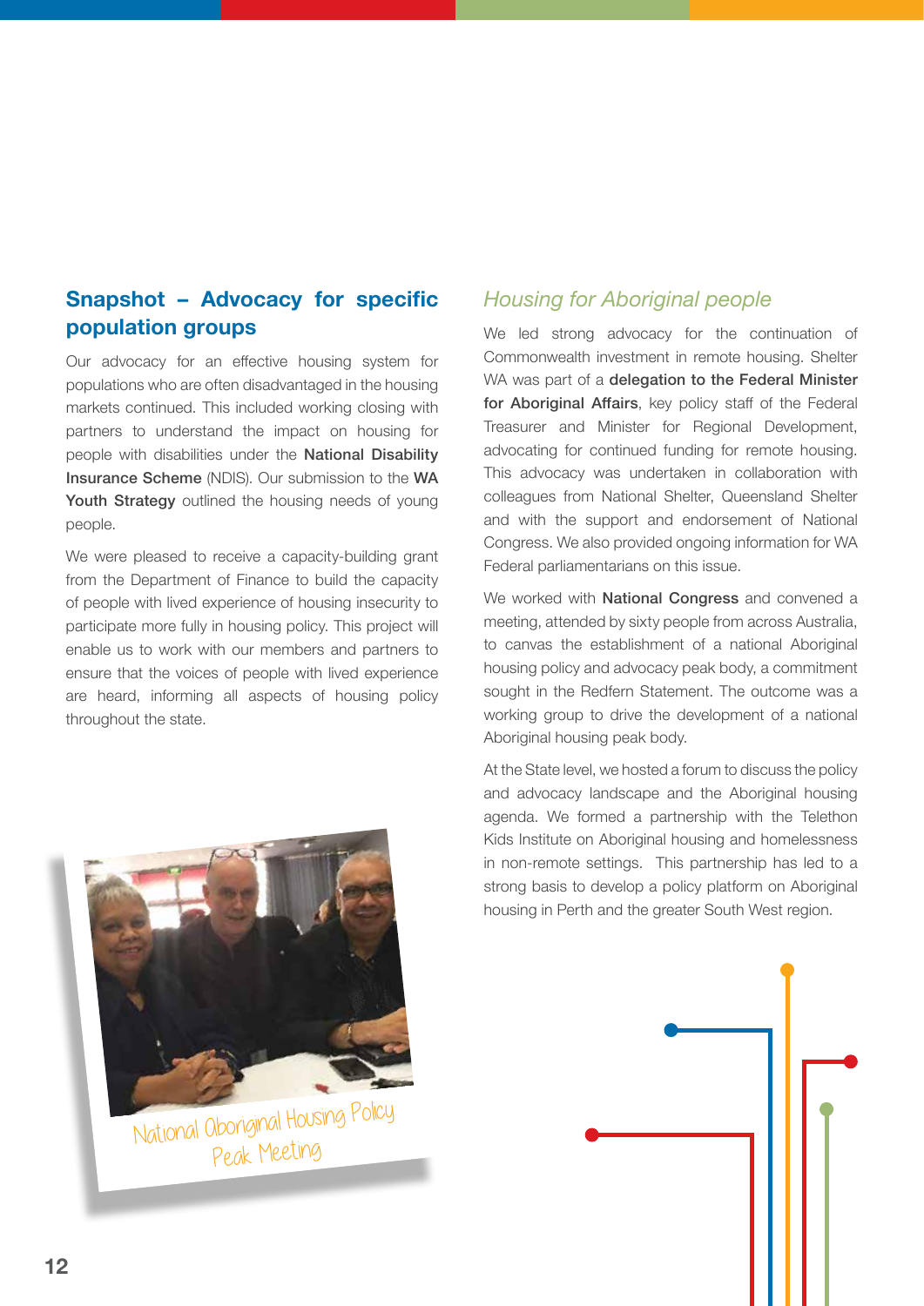## Snapshot – Advocacy for specific population groups

Our advocacy for an effective housing system for populations who are often disadvantaged in the housing markets continued. This included working closing with partners to understand the impact on housing for people with disabilities under the **National Disability Insurance Scheme** (NDIS). Our submission to the **WA Youth Strategy** outlined the housing needs of young people.

We were pleased to receive a capacity-building grant from the Department of Finance to build the capacity of people with lived experience of housing insecurity to participate more fully in housing policy. This project will enable us to work with our members and partners to ensure that the voices of people with lived experience are heard, informing all aspects of housing policy throughout the state.

National Aboriginal Housing Policy Peak Meeting

### *Housing for Aboriginal people*

We led strong advocacy for the continuation of Commonwealth investment in remote housing. Shelter WA was part of a **delegation to the Federal Minister for Aboriginal Affairs**, key policy staff of the Federal Treasurer and Minister for Regional Development, advocating for continued funding for remote housing. This advocacy was undertaken in collaboration with colleagues from National Shelter, Queensland Shelter and with the support and endorsement of National Congress. We also provided ongoing information for WA Federal parliamentarians on this issue.

We worked with **National Congress** and convened a meeting, attended by sixty people from across Australia, to canvas the establishment of a national Aboriginal housing policy and advocacy peak body, a commitment sought in the Redfern Statement. The outcome was a working group to drive the development of a national Aboriginal housing peak body.

At the State level, we hosted a forum to discuss the policy and advocacy landscape and the Aboriginal housing agenda. We formed a partnership with the Telethon Kids Institute on Aboriginal housing and homelessness in non-remote settings. This partnership has led to a strong basis to develop a policy platform on Aboriginal housing in Perth and the greater South West region.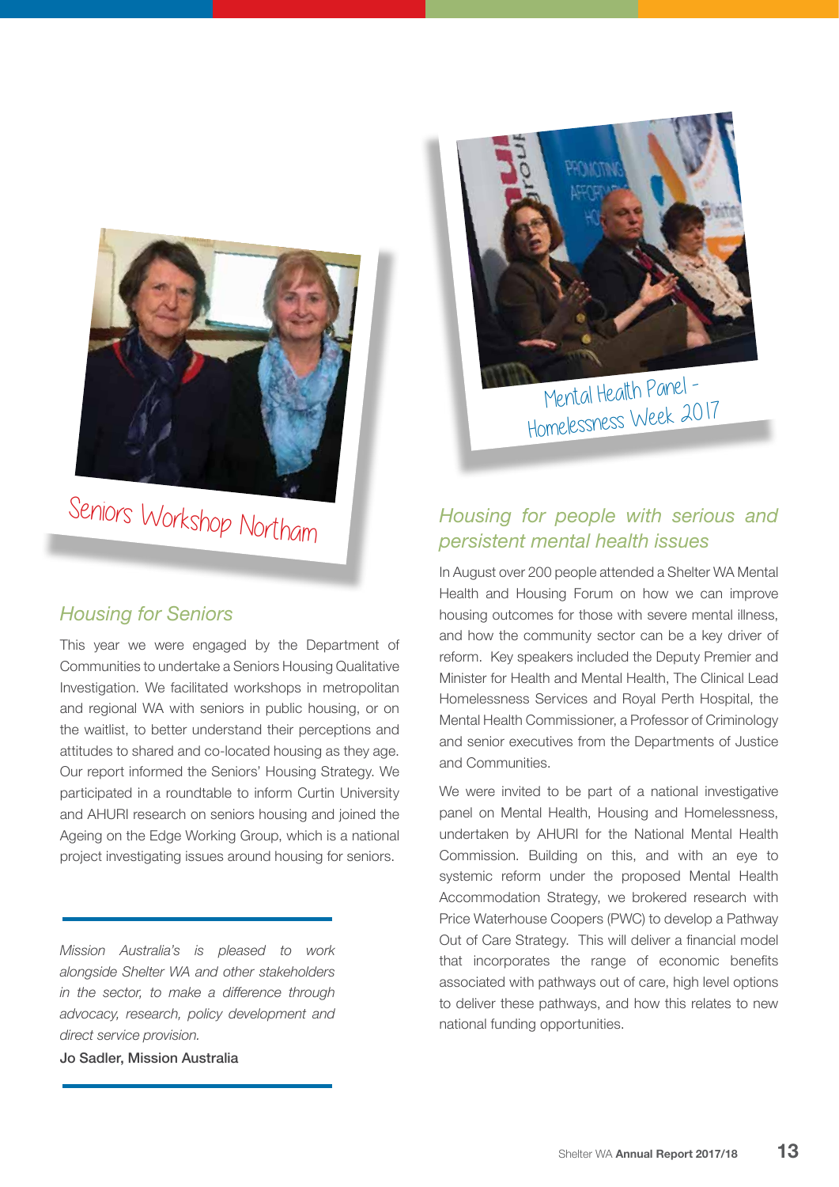Seniors Workshop Northam

## Housing for Seniors

This year we were engaged by the Department of Communities to undertake a Seniors Housing Qualitative Investigation. We facilitated workshops in metropolitan and regional WA with seniors in public housing, or on the waitlist, to better understand their perceptions and attitudes to shared and co-located housing as they age. Our report informed the Seniors' Housing Strategy. We participated in a roundtable to inform Curtin University and AHURI research on seniors housing and joined the Ageing on the Edge Working Group, which is a national project investigating issues around housing for seniors.

---

*Mission Australia's is pleased to work alongside Shelter WA and other stakeholders in the sector, to make a difference through advocacy, research, policy development and direct service provision.*

Jo Sadler, Mission Australia

---

Mental Health Panel - Homelessness Week 2017

## Housing for people with serious and persistent mental health issues

In August over 200 people attended a Shelter WA Mental Health and Housing Forum on how we can improve housing outcomes for those with severe mental illness, and how the community sector can be a key driver of reform. Key speakers included the Deputy Premier and Minister for Health and Mental Health, The Clinical Lead Homelessness Services and Royal Perth Hospital, the Mental Health Commissioner, a Professor of Criminology and senior executives from the Departments of Justice and Communities.

We were invited to be part of a national investigative panel on Mental Health, Housing and Homelessness, undertaken by AHURI for the National Mental Health Commission. Building on this, and with an eye to systemic reform under the proposed Mental Health Accommodation Strategy, we brokered research with Price Waterhouse Coopers (PWC) to develop a Pathway Out of Care Strategy. This will deliver a financial model that incorporates the range of economic benefits associated with pathways out of care, high level options to deliver these pathways, and how this relates to new national funding opportunities.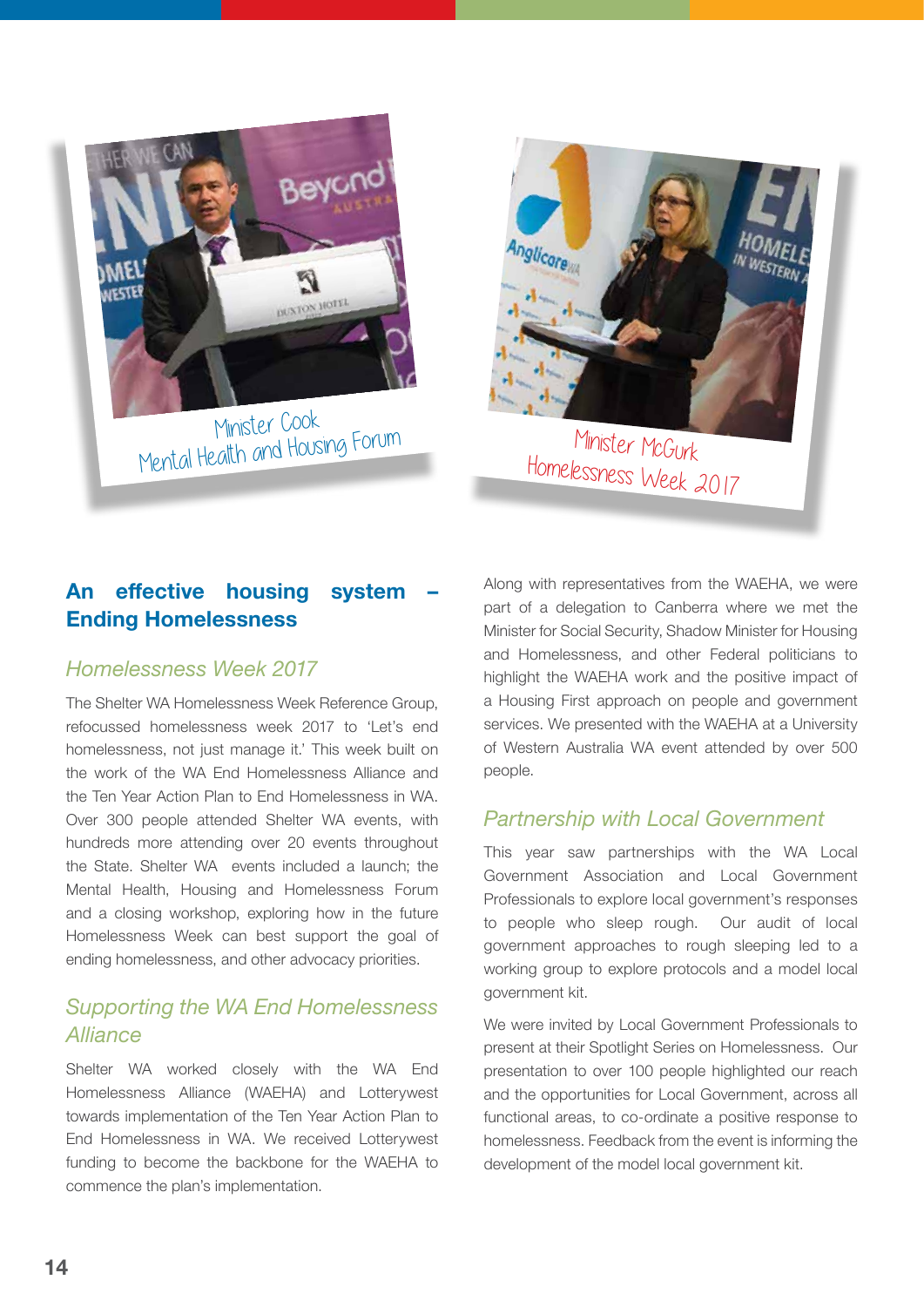Minister Cook
Mental Health and Housing Forum

Minister McGurk
Homelessness Week 2017

## An effective housing system – Ending Homelessness

### *Homelessness Week 2017*

The Shelter WA Homelessness Week Reference Group, refocussed homelessness week 2017 to 'Let's end homelessness, not just manage it.' This week built on the work of the WA End Homelessness Alliance and the Ten Year Action Plan to End Homelessness in WA. Over 300 people attended Shelter WA events, with hundreds more attending over 20 events throughout the State. Shelter WA events included a launch; the Mental Health, Housing and Homelessness Forum and a closing workshop, exploring how in the future Homelessness Week can best support the goal of ending homelessness, and other advocacy priorities.

### *Supporting the WA End Homelessness Alliance*

Shelter WA worked closely with the WA End Homelessness Alliance (WAEHA) and Lotterywest towards implementation of the Ten Year Action Plan to End Homelessness in WA. We received Lotterywest funding to become the backbone for the WAEHA to commence the plan's implementation.

Along with representatives from the WAEHA, we were part of a delegation to Canberra where we met the Minister for Social Security, Shadow Minister for Housing and Homelessness, and other Federal politicians to highlight the WAEHA work and the positive impact of a Housing First approach on people and government services. We presented with the WAEHA at a University of Western Australia WA event attended by over 500 people.

### *Partnership with Local Government*

This year saw partnerships with the WA Local Government Association and Local Government Professionals to explore local government's responses to people who sleep rough. Our audit of local government approaches to rough sleeping led to a working group to explore protocols and a model local government kit.

We were invited by Local Government Professionals to present at their Spotlight Series on Homelessness. Our presentation to over 100 people highlighted our reach and the opportunities for Local Government, across all functional areas, to co-ordinate a positive response to homelessness. Feedback from the event is informing the development of the model local government kit.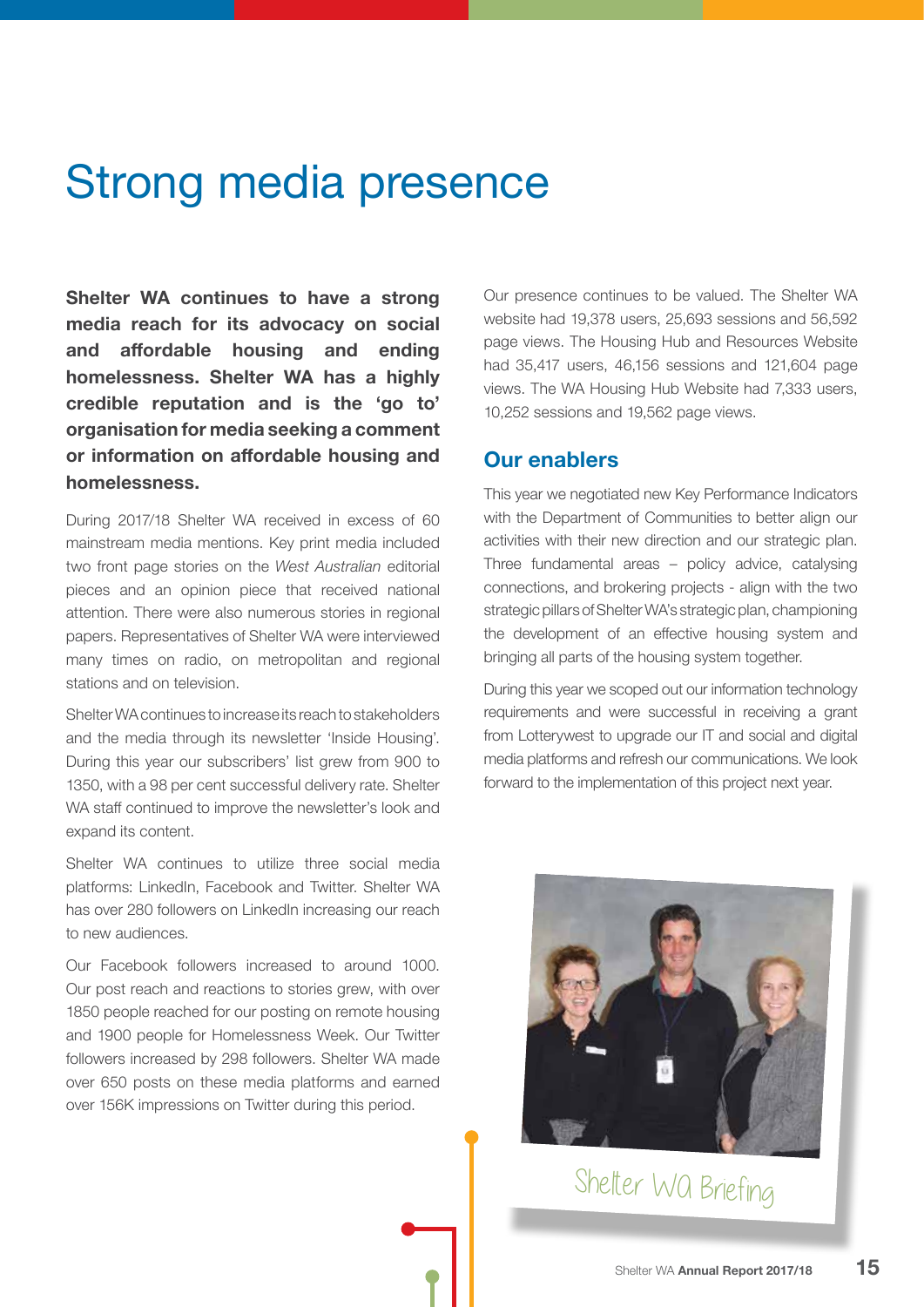# Strong media presence

**Shelter WA continues to have a strong media reach for its advocacy on social and affordable housing and ending homelessness. Shelter WA has a highly credible reputation and is the 'go to' organisation for media seeking a comment or information on affordable housing and homelessness.**

During 2017/18 Shelter WA received in excess of 60 mainstream media mentions. Key print media included two front page stories on the *West Australian* editorial pieces and an opinion piece that received national attention. There were also numerous stories in regional papers. Representatives of Shelter WA were interviewed many times on radio, on metropolitan and regional stations and on television.

Shelter WA continues to increase its reach to stakeholders and the media through its newsletter 'Inside Housing'. During this year our subscribers' list grew from 900 to 1350, with a 98 per cent successful delivery rate. Shelter WA staff continued to improve the newsletter's look and expand its content.

Shelter WA continues to utilize three social media platforms: LinkedIn, Facebook and Twitter. Shelter WA has over 280 followers on LinkedIn increasing our reach to new audiences.

Our Facebook followers increased to around 1000. Our post reach and reactions to stories grew, with over 1850 people reached for our posting on remote housing and 1900 people for Homelessness Week. Our Twitter followers increased by 298 followers. Shelter WA made over 650 posts on these media platforms and earned over 156K impressions on Twitter during this period.

Our presence continues to be valued. The Shelter WA website had 19,378 users, 25,693 sessions and 56,592 page views. The Housing Hub and Resources Website had 35,417 users, 46,156 sessions and 121,604 page views. The WA Housing Hub Website had 7,333 users, 10,252 sessions and 19,562 page views.

## Our enablers

This year we negotiated new Key Performance Indicators with the Department of Communities to better align our activities with their new direction and our strategic plan. Three fundamental areas – policy advice, catalysing connections, and brokering projects - align with the two strategic pillars of Shelter WA's strategic plan, championing the development of an effective housing system and bringing all parts of the housing system together.

During this year we scoped out our information technology requirements and were successful in receiving a grant from Lotterywest to upgrade our IT and social and digital media platforms and refresh our communications. We look forward to the implementation of this project next year.

Shelter WA Briefing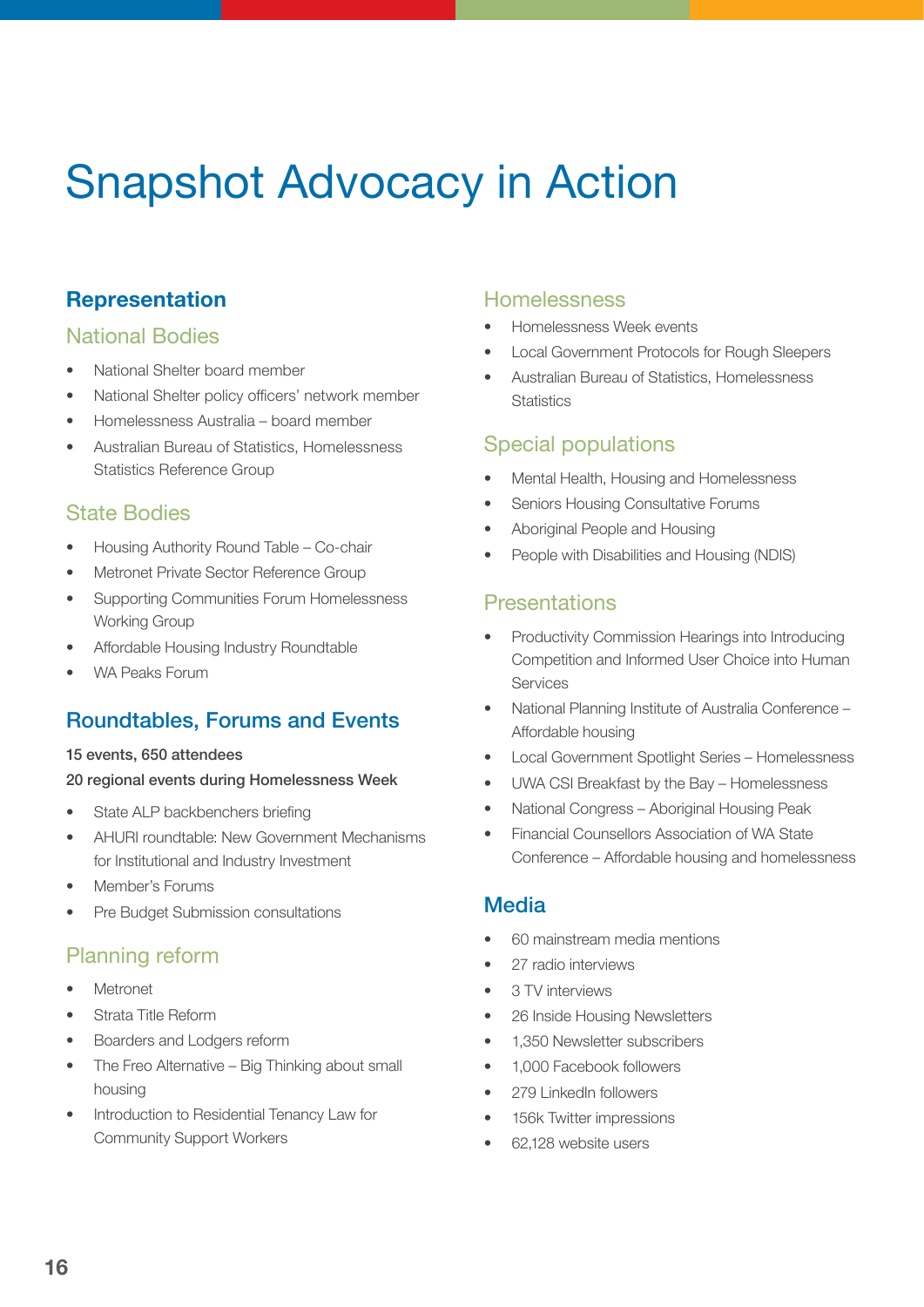# Snapshot Advocacy in Action

## Representation

### National Bodies

- National Shelter board member
- National Shelter policy officers' network member
- Homelessness Australia – board member
- Australian Bureau of Statistics, Homelessness Statistics Reference Group

### State Bodies

- Housing Authority Round Table – Co-chair
- Metronet Private Sector Reference Group
- Supporting Communities Forum Homelessness Working Group
- Affordable Housing Industry Roundtable
- WA Peaks Forum

## Roundtables, Forums and Events

**15 events, 650 attendees**

**20 regional events during Homelessness Week**

- State ALP backbenchers briefing
- AHURI roundtable: New Government Mechanisms for Institutional and Industry Investment
- Member's Forums
- Pre Budget Submission consultations

### Planning reform

- Metronet
- Strata Title Reform
- Boarders and Lodgers reform
- The Freo Alternative – Big Thinking about small housing
- Introduction to Residential Tenancy Law for Community Support Workers

### Homelessness

- Homelessness Week events
- Local Government Protocols for Rough Sleepers
- Australian Bureau of Statistics, Homelessness Statistics

### Special populations

- Mental Health, Housing and Homelessness
- Seniors Housing Consultative Forums
- Aboriginal People and Housing
- People with Disabilities and Housing (NDIS)

### Presentations

- Productivity Commission Hearings into Introducing Competition and Informed User Choice into Human Services
- National Planning Institute of Australia Conference – Affordable housing
- Local Government Spotlight Series – Homelessness
- UWA CSI Breakfast by the Bay – Homelessness
- National Congress – Aboriginal Housing Peak
- Financial Counsellors Association of WA State Conference – Affordable housing and homelessness

## Media

- 60 mainstream media mentions
- 27 radio interviews
- 3 TV interviews
- 26 Inside Housing Newsletters
- 1,350 Newsletter subscribers
- 1,000 Facebook followers
- 279 LinkedIn followers
- 156k Twitter impressions
- 62,128 website users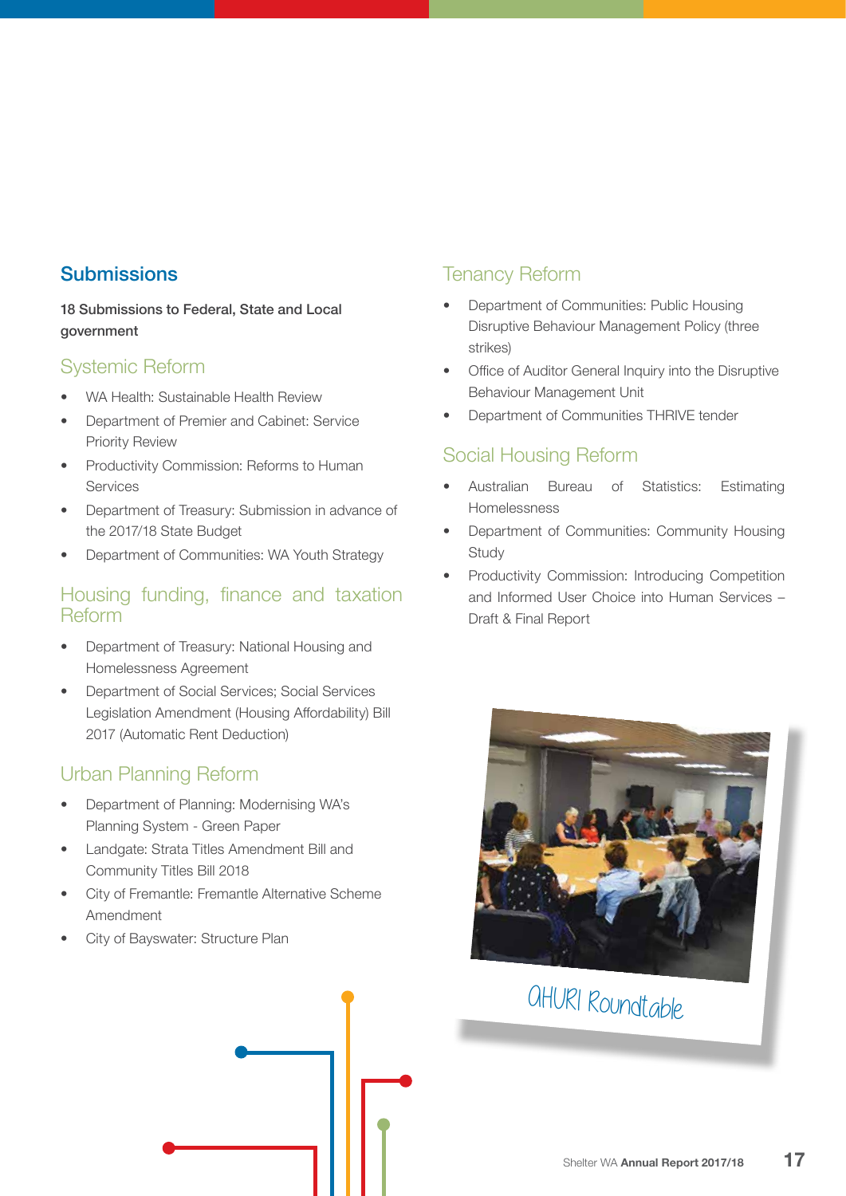## Submissions

**18 Submissions to Federal, State and Local government**

### Systemic Reform

- WA Health: Sustainable Health Review
- Department of Premier and Cabinet: Service Priority Review
- Productivity Commission: Reforms to Human Services
- Department of Treasury: Submission in advance of the 2017/18 State Budget
- Department of Communities: WA Youth Strategy

### Housing funding, finance and taxation Reform

- Department of Treasury: National Housing and Homelessness Agreement
- Department of Social Services; Social Services Legislation Amendment (Housing Affordability) Bill 2017 (Automatic Rent Deduction)

### Urban Planning Reform

- Department of Planning: Modernising WA's Planning System - Green Paper
- Landgate: Strata Titles Amendment Bill and Community Titles Bill 2018
- City of Fremantle: Fremantle Alternative Scheme Amendment
- City of Bayswater: Structure Plan

### Tenancy Reform

- Department of Communities: Public Housing Disruptive Behaviour Management Policy (three strikes)
- Office of Auditor General Inquiry into the Disruptive Behaviour Management Unit
- Department of Communities THRIVE tender

### Social Housing Reform

- Australian Bureau of Statistics: Estimating Homelessness
- Department of Communities: Community Housing Study
- Productivity Commission: Introducing Competition and Informed User Choice into Human Services – Draft & Final Report

AHURI Roundtable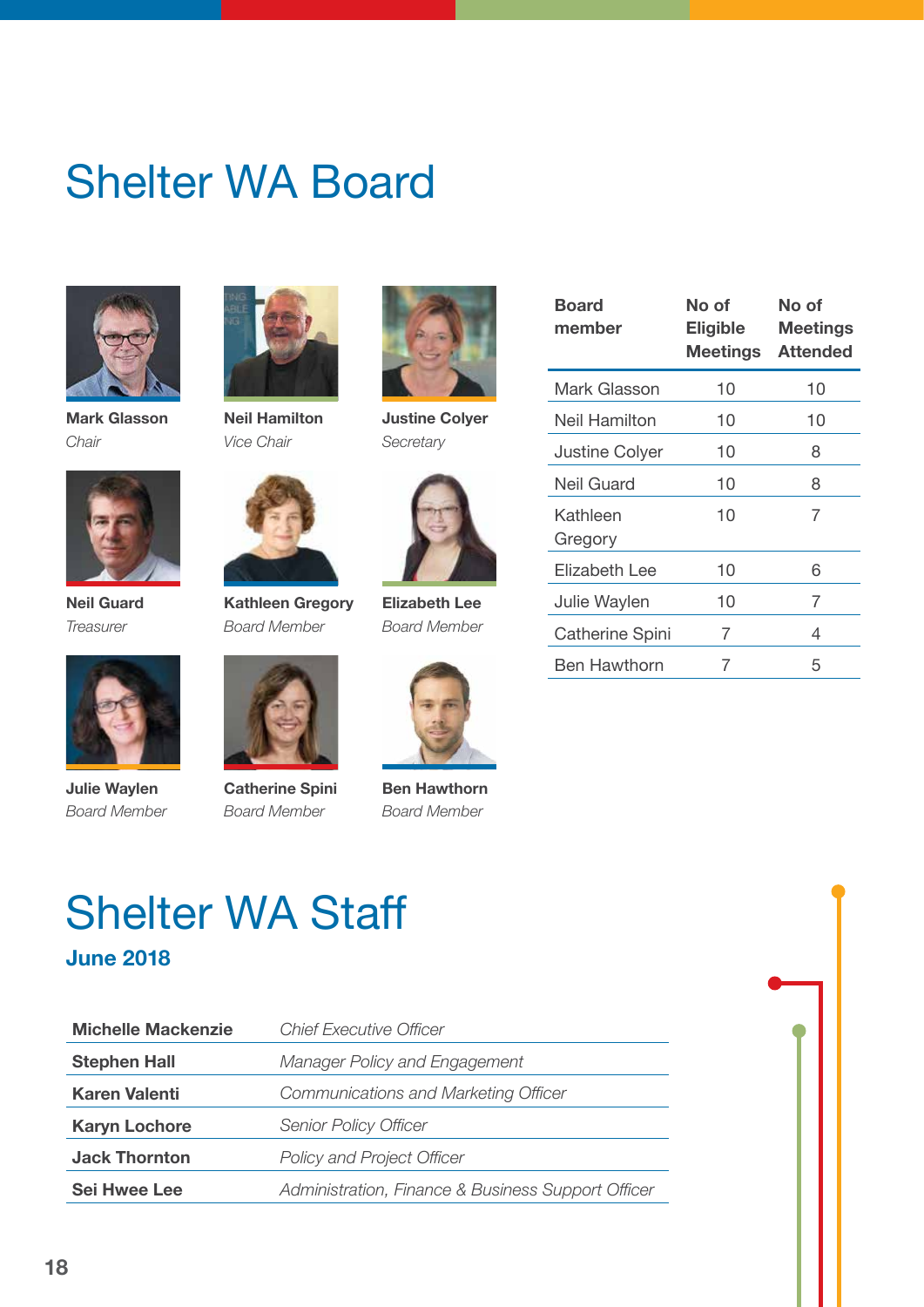# Shelter WA Board

**Mark Glasson**
*Chair*

**Neil Hamilton**
*Vice Chair*

**Justine Colyer**
*Secretary*

**Neil Guard**
*Treasurer*

**Kathleen Gregory**
*Board Member*

**Elizabeth Lee**
*Board Member*

**Julie Waylen**
*Board Member*

**Catherine Spini**
*Board Member*

**Ben Hawthorn**
*Board Member*

| Board member | No of Eligible Meetings | No of Meetings Attended |
|---|---|---|
| Mark Glasson | 10 | 10 |
| Neil Hamilton | 10 | 10 |
| Justine Colyer | 10 | 8 |
| Neil Guard | 10 | 8 |
| Kathleen Gregory | 10 | 7 |
| Elizabeth Lee | 10 | 6 |
| Julie Waylen | 10 | 7 |
| Catherine Spini | 7 | 4 |
| Ben Hawthorn | 7 | 5 |

# Shelter WA Staff

## June 2018

| | |
|---|---|
| **Michelle Mackenzie** | *Chief Executive Officer* |
| **Stephen Hall** | *Manager Policy and Engagement* |
| **Karen Valenti** | *Communications and Marketing Officer* |
| **Karyn Lochore** | *Senior Policy Officer* |
| **Jack Thornton** | *Policy and Project Officer* |
| **Sei Hwee Lee** | *Administration, Finance & Business Support Officer* |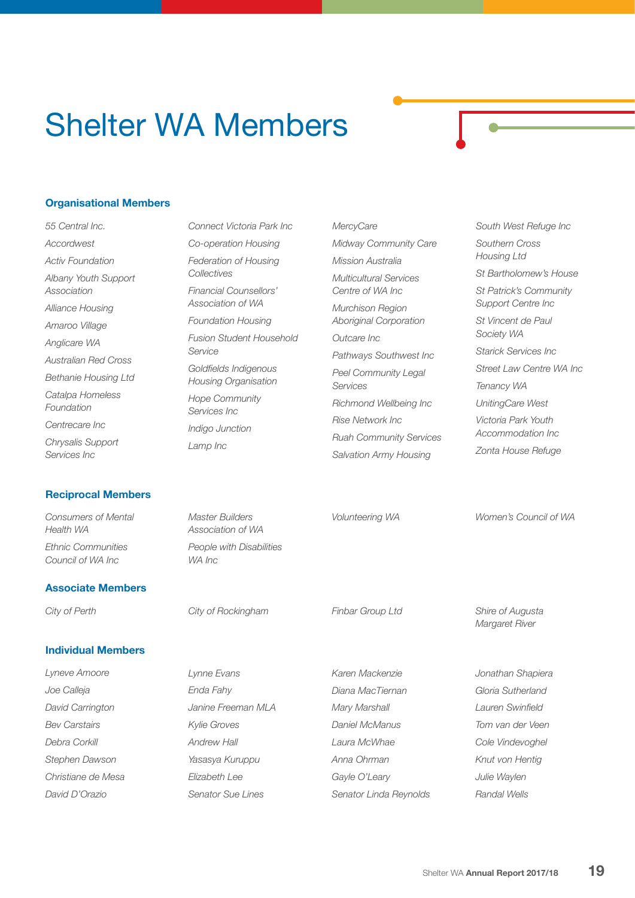# Shelter WA Members

## Organisational Members

*55 Central Inc.*
*Accordwest*
*Activ Foundation*
*Albany Youth Support Association*
*Alliance Housing*
*Amaroo Village*
*Anglicare WA*
*Australian Red Cross*
*Bethanie Housing Ltd*
*Catalpa Homeless Foundation*
*Centrecare Inc*
*Chrysalis Support Services Inc*
*Connect Victoria Park Inc*
*Co-operation Housing*
*Federation of Housing Collectives*
*Financial Counsellors' Association of WA*
*Foundation Housing*
*Fusion Student Household Service*
*Goldfields Indigenous Housing Organisation*
*Hope Community Services Inc*
*Indigo Junction*
*Lamp Inc*
*MercyCare*
*Midway Community Care*
*Mission Australia*
*Multicultural Services Centre of WA Inc*
*Murchison Region Aboriginal Corporation*
*Outcare Inc*
*Pathways Southwest Inc*
*Peel Community Legal Services*
*Richmond Wellbeing Inc*
*Rise Network Inc*
*Ruah Community Services*
*Salvation Army Housing*
*South West Refuge Inc*
*Southern Cross Housing Ltd*
*St Bartholomew's House*
*St Patrick's Community Support Centre Inc*
*St Vincent de Paul Society WA*
*Starick Services Inc*
*Street Law Centre WA Inc*
*Tenancy WA*
*UnitingCare West*
*Victoria Park Youth Accommodation Inc*
*Zonta House Refuge*

## Reciprocal Members

*Consumers of Mental Health WA*
*Ethnic Communities Council of WA Inc*
*Master Builders Association of WA*
*People with Disabilities WA Inc*
*Volunteering WA*
*Women's Council of WA*

## Associate Members

*City of Perth*
*City of Rockingham*
*Finbar Group Ltd*
*Shire of Augusta Margaret River*

## Individual Members

*Lyneve Amoore*
*Joe Calleja*
*David Carrington*
*Bev Carstairs*
*Debra Corkill*
*Stephen Dawson*
*Christiane de Mesa*
*David D'Orazio*
*Lynne Evans*
*Enda Fahy*
*Janine Freeman MLA*
*Kylie Groves*
*Andrew Hall*
*Yasasya Kuruppu*
*Elizabeth Lee*
*Senator Sue Lines*
*Karen Mackenzie*
*Diana MacTiernan*
*Mary Marshall*
*Daniel McManus*
*Laura McWhae*
*Anna Ohrman*
*Gayle O'Leary*
*Senator Linda Reynolds*
*Jonathan Shapiera*
*Gloria Sutherland*
*Lauren Swinfield*
*Tom van der Veen*
*Cole Vindevoghel*
*Knut von Hentig*
*Julie Waylen*
*Randal Wells*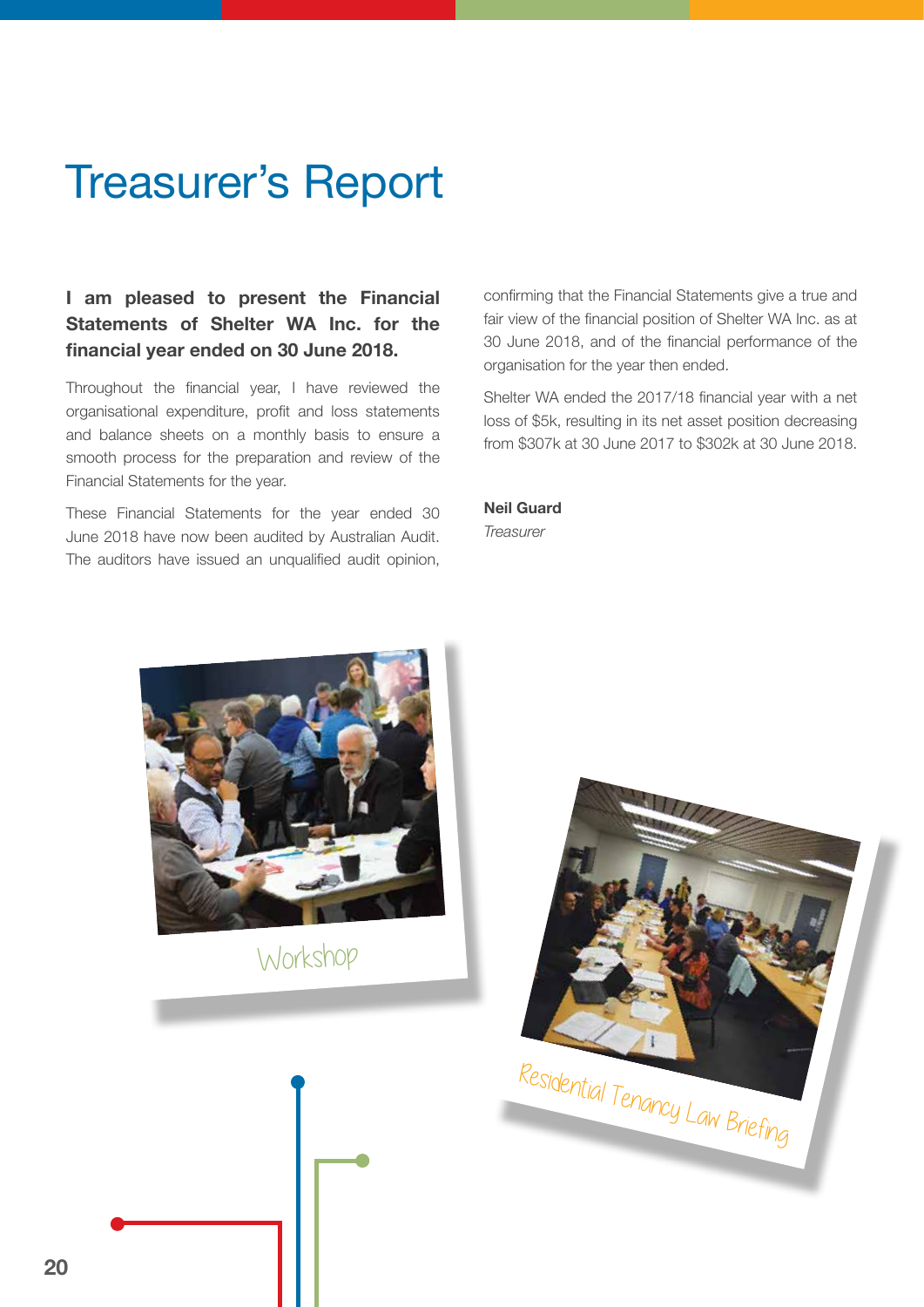# Treasurer's Report

**I am pleased to present the Financial Statements of Shelter WA Inc. for the financial year ended on 30 June 2018.**

Throughout the financial year, I have reviewed the organisational expenditure, profit and loss statements and balance sheets on a monthly basis to ensure a smooth process for the preparation and review of the Financial Statements for the year.

These Financial Statements for the year ended 30 June 2018 have now been audited by Australian Audit. The auditors have issued an unqualified audit opinion, confirming that the Financial Statements give a true and fair view of the financial position of Shelter WA Inc. as at 30 June 2018, and of the financial performance of the organisation for the year then ended.

Shelter WA ended the 2017/18 financial year with a net loss of $5k, resulting in its net asset position decreasing from $307k at 30 June 2017 to $302k at 30 June 2018.

**Neil Guard**
*Treasurer*

Workshop

Residential Tenancy Law Briefing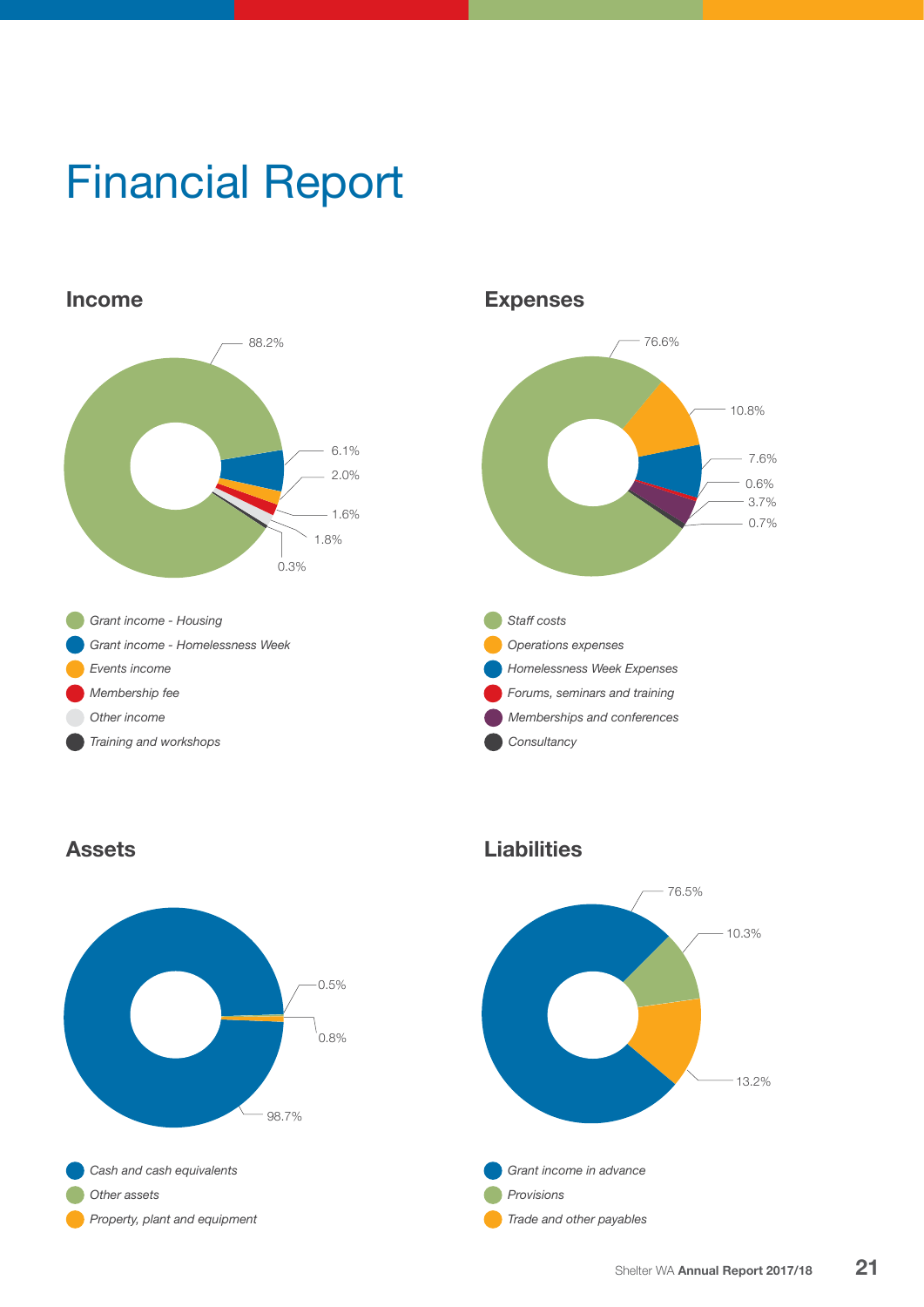# Financial Report

## Income

88.2%
6.1%
2.0%
1.6%
1.8%
0.3%

- Grant income - Housing
- Grant income - Homelessness Week
- Events income
- Membership fee
- Other income
- Training and workshops

## Expenses

76.6%
10.8%
7.6%
0.6%
3.7%
0.7%

- Staff costs
- Operations expenses
- Homelessness Week Expenses
- Forums, seminars and training
- Memberships and conferences
- Consultancy

## Assets

0.5%
0.8%
98.7%

- Cash and cash equivalents
- Other assets
- Property, plant and equipment

## Liabilities

76.5%
10.3%
13.2%

- Grant income in advance
- Provisions
- Trade and other payables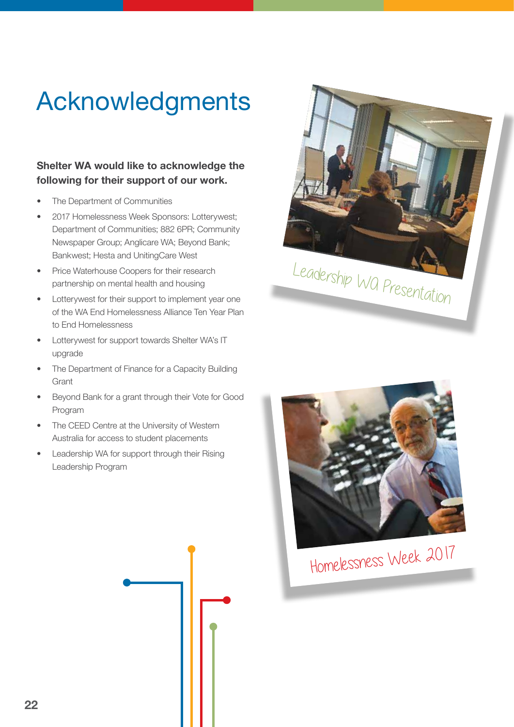# Acknowledgments

**Shelter WA would like to acknowledge the following for their support of our work.**

- The Department of Communities
- 2017 Homelessness Week Sponsors: Lotterywest; Department of Communities; 882 6PR; Community Newspaper Group; Anglicare WA; Beyond Bank; Bankwest; Hesta and UnitingCare West
- Price Waterhouse Coopers for their research partnership on mental health and housing
- Lotterywest for their support to implement year one of the WA End Homelessness Alliance Ten Year Plan to End Homelessness
- Lotterywest for support towards Shelter WA's IT upgrade
- The Department of Finance for a Capacity Building Grant
- Beyond Bank for a grant through their Vote for Good Program
- The CEED Centre at the University of Western Australia for access to student placements
- Leadership WA for support through their Rising Leadership Program

Leadership WA Presentation

Homelessness Week 2017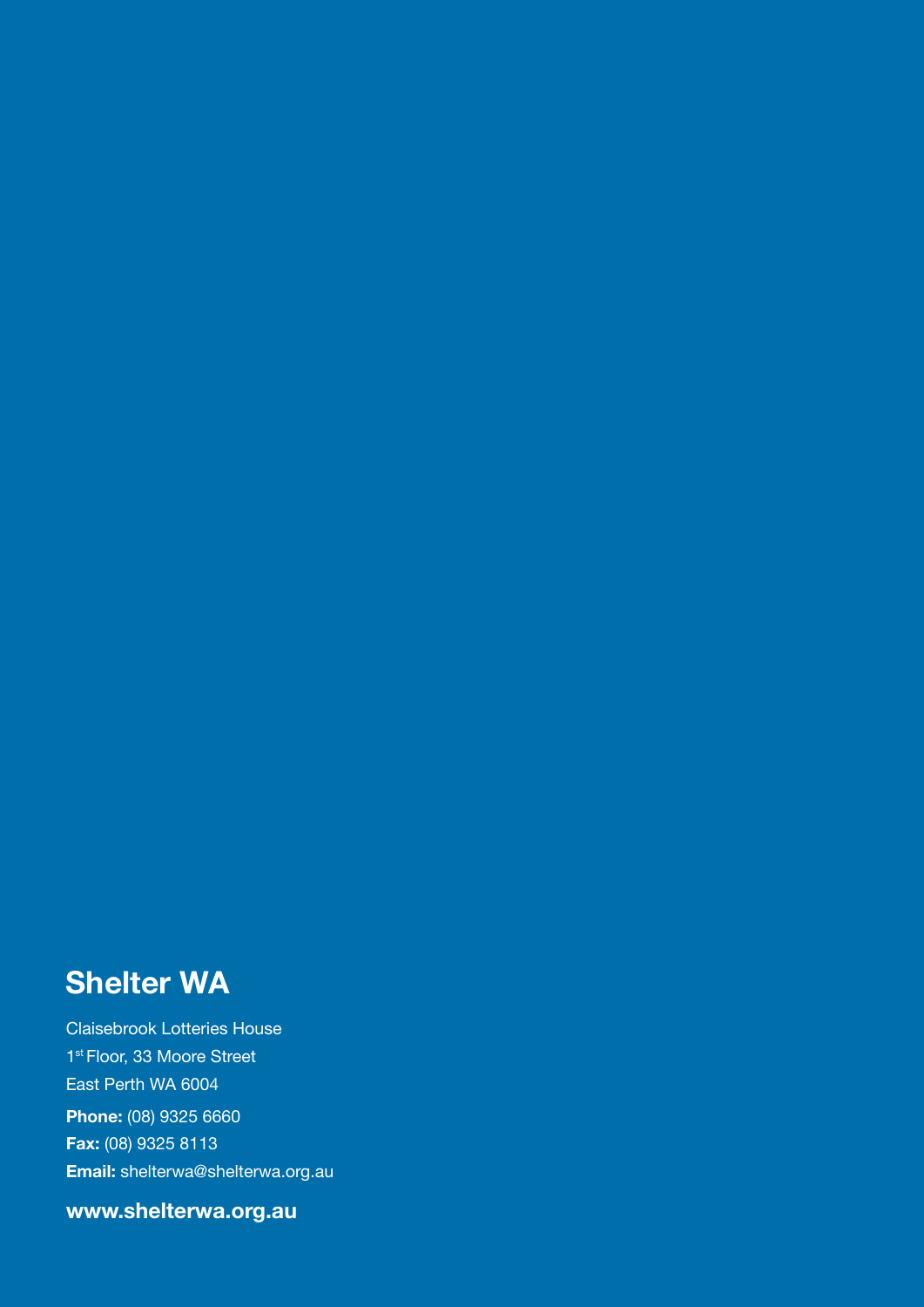## Shelter WA

Claisebrook Lotteries House
1st Floor, 33 Moore Street
East Perth WA 6004

**Phone:** (08) 9325 6660
**Fax:** (08) 9325 8113
**Email:** shelterwa@shelterwa.org.au

**www.shelterwa.org.au**